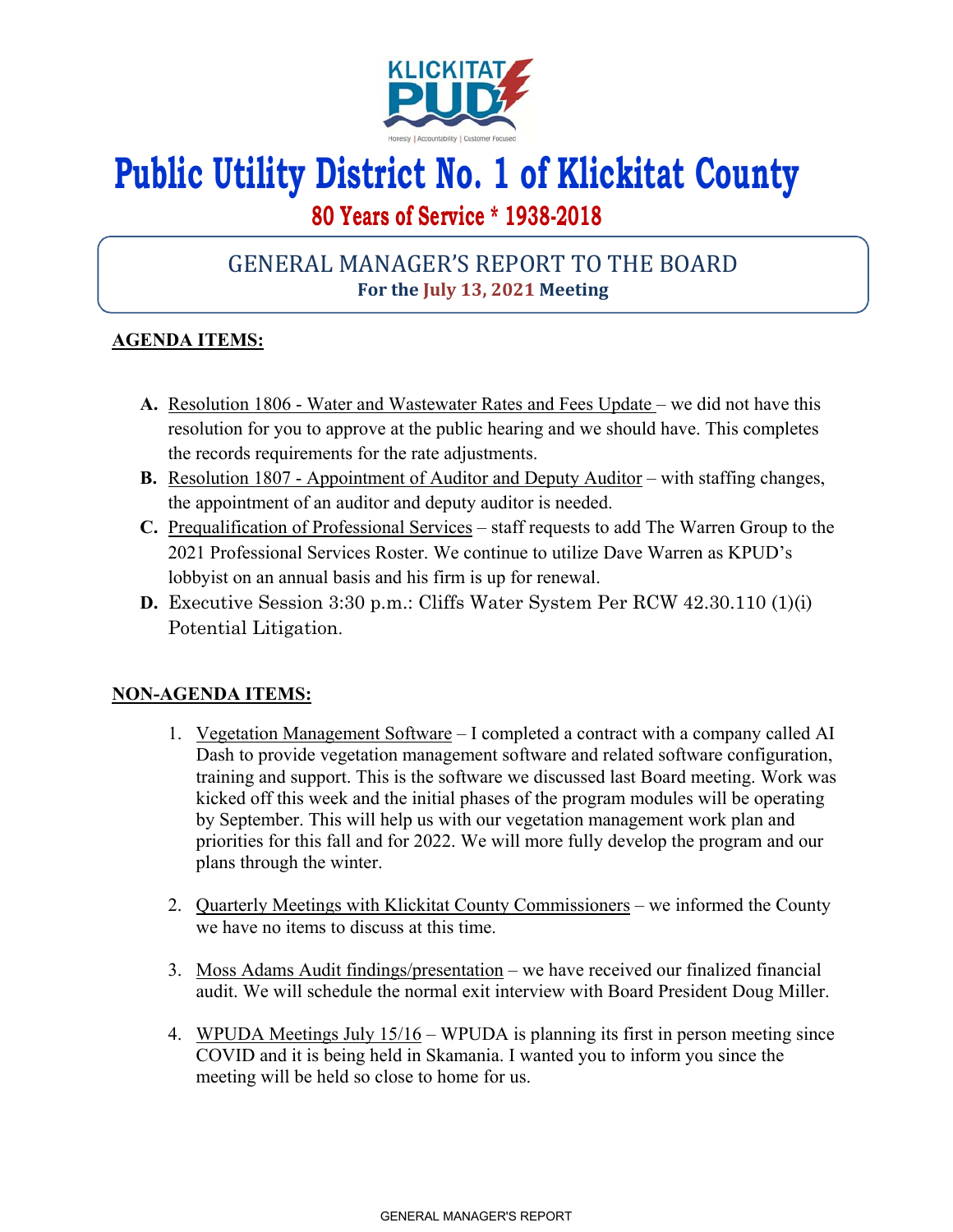# Public Utility District No. 1 of Klickitat County

**80 Years of Service * 1938-2018**

## GENERAL MANAGER'S REPORT TO THE BOARD

**For the July 13, 2021 Meeting**

**AGENDA ITEMS:**

**A.** Resolution 1806 - Water and Wastewater Rates and Fees Update – we did not have this resolution for you to approve at the public hearing and we should have. This completes the records requirements for the rate adjustments.

**B.** Resolution 1807 - Appointment of Auditor and Deputy Auditor – with staffing changes, the appointment of an auditor and deputy auditor is needed.

**C.** Prequalification of Professional Services – staff requests to add The Warren Group to the 2021 Professional Services Roster. We continue to utilize Dave Warren as KPUD's lobbyist on an annual basis and his firm is up for renewal.

**D.** Executive Session 3:30 p.m.: Cliffs Water System Per RCW 42.30.110 (1)(i) Potential Litigation.

**NON-AGENDA ITEMS:**

1. Vegetation Management Software – I completed a contract with a company called AI Dash to provide vegetation management software and related software configuration, training and support. This is the software we discussed last Board meeting. Work was kicked off this week and the initial phases of the program modules will be operating by September. This will help us with our vegetation management work plan and priorities for this fall and for 2022. We will more fully develop the program and our plans through the winter.

2. Quarterly Meetings with Klickitat County Commissioners – we informed the County we have no items to discuss at this time.

3. Moss Adams Audit findings/presentation – we have received our finalized financial audit. We will schedule the normal exit interview with Board President Doug Miller.

4. WPUDA Meetings July 15/16 – WPUDA is planning its first in person meeting since COVID and it is being held in Skamania. I wanted you to inform you since the meeting will be held so close to home for us.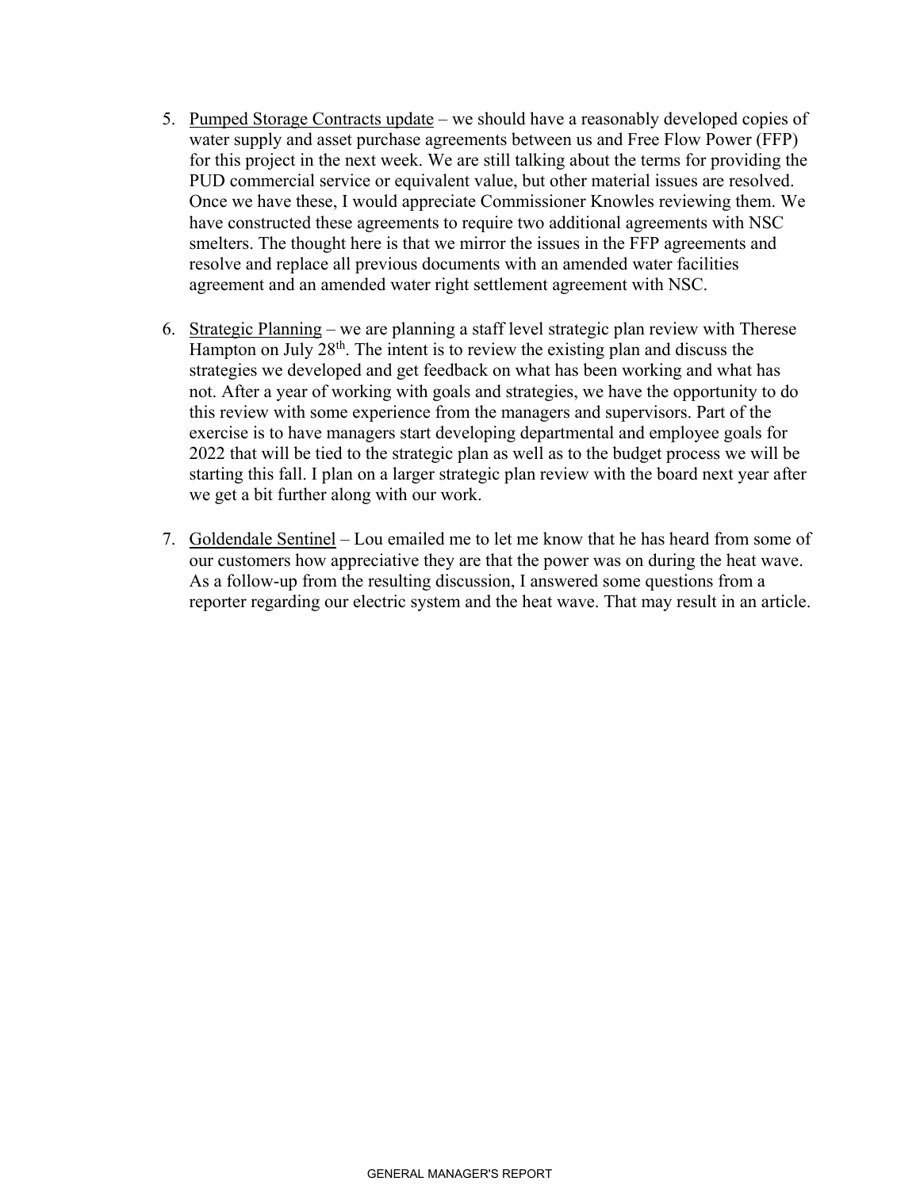5. Pumped Storage Contracts update – we should have a reasonably developed copies of water supply and asset purchase agreements between us and Free Flow Power (FFP) for this project in the next week. We are still talking about the terms for providing the PUD commercial service or equivalent value, but other material issues are resolved. Once we have these, I would appreciate Commissioner Knowles reviewing them. We have constructed these agreements to require two additional agreements with NSC smelters. The thought here is that we mirror the issues in the FFP agreements and resolve and replace all previous documents with an amended water facilities agreement and an amended water right settlement agreement with NSC.

6. Strategic Planning – we are planning a staff level strategic plan review with Therese Hampton on July 28th. The intent is to review the existing plan and discuss the strategies we developed and get feedback on what has been working and what has not. After a year of working with goals and strategies, we have the opportunity to do this review with some experience from the managers and supervisors. Part of the exercise is to have managers start developing departmental and employee goals for 2022 that will be tied to the strategic plan as well as to the budget process we will be starting this fall. I plan on a larger strategic plan review with the board next year after we get a bit further along with our work.

7. Goldendale Sentinel – Lou emailed me to let me know that he has heard from some of our customers how appreciative they are that the power was on during the heat wave. As a follow-up from the resulting discussion, I answered some questions from a reporter regarding our electric system and the heat wave. That may result in an article.